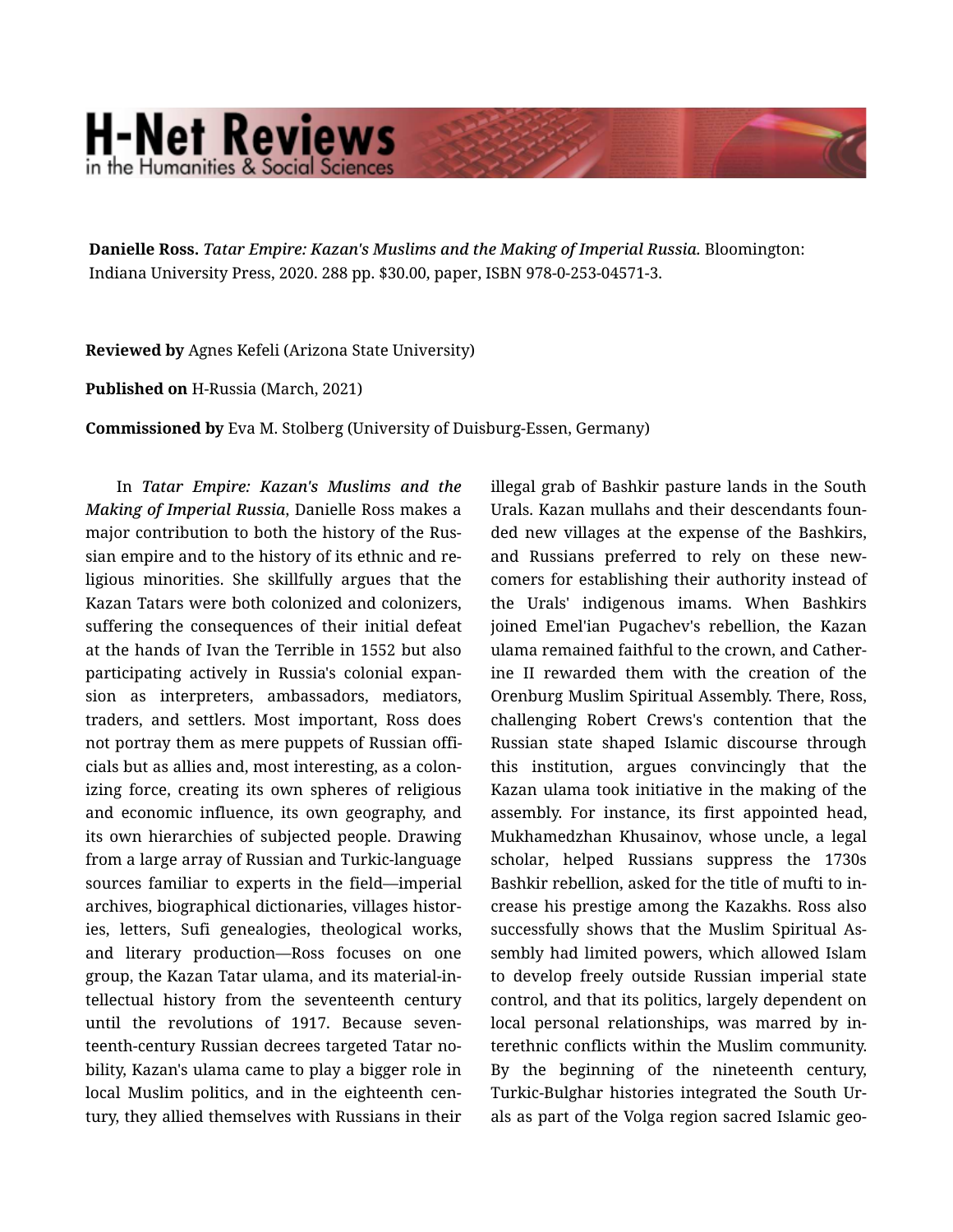**Danielle Ross.** *Tatar Empire: Kazan's Muslims and the Making of Imperial Russia.* Bloomington: Indiana University Press, 2020. 288 pp. $30.00, paper, ISBN 978-0-253-04571-3.

**Reviewed by** Agnes Kefeli (Arizona State University)

**Published on** H-Russia (March, 2021)

**Commissioned by** Eva M. Stolberg (University of Duisburg-Essen, Germany)

In *Tatar Empire: Kazan's Muslims and the Making of Imperial Russia*, Danielle Ross makes a major contribution to both the history of the Russian empire and to the history of its ethnic and religious minorities. She skillfully argues that the Kazan Tatars were both colonized and colonizers, suffering the consequences of their initial defeat at the hands of Ivan the Terrible in 1552 but also participating actively in Russia's colonial expansion as interpreters, ambassadors, mediators, traders, and settlers. Most important, Ross does not portray them as mere puppets of Russian officials but as allies and, most interesting, as a colonizing force, creating its own spheres of religious and economic influence, its own geography, and its own hierarchies of subjected people. Drawing from a large array of Russian and Turkic-language sources familiar to experts in the field—imperial archives, biographical dictionaries, villages histories, letters, Sufi genealogies, theological works, and literary production—Ross focuses on one group, the Kazan Tatar ulama, and its material-intellectual history from the seventeenth century until the revolutions of 1917. Because seventeenth-century Russian decrees targeted Tatar nobility, Kazan's ulama came to play a bigger role in local Muslim politics, and in the eighteenth century, they allied themselves with Russians in their illegal grab of Bashkir pasture lands in the South Urals. Kazan mullahs and their descendants founded new villages at the expense of the Bashkirs, and Russians preferred to rely on these newcomers for establishing their authority instead of the Urals' indigenous imams. When Bashkirs joined Emel'ian Pugachev's rebellion, the Kazan ulama remained faithful to the crown, and Catherine II rewarded them with the creation of the Orenburg Muslim Spiritual Assembly. There, Ross, challenging Robert Crews's contention that the Russian state shaped Islamic discourse through this institution, argues convincingly that the Kazan ulama took initiative in the making of the assembly. For instance, its first appointed head, Mukhamedzhan Khusainov, whose uncle, a legal scholar, helped Russians suppress the 1730s Bashkir rebellion, asked for the title of mufti to increase his prestige among the Kazakhs. Ross also successfully shows that the Muslim Spiritual Assembly had limited powers, which allowed Islam to develop freely outside Russian imperial state control, and that its politics, largely dependent on local personal relationships, was marred by interethnic conflicts within the Muslim community. By the beginning of the nineteenth century, Turkic-Bulghar histories integrated the South Urals as part of the Volga region sacred Islamic geo-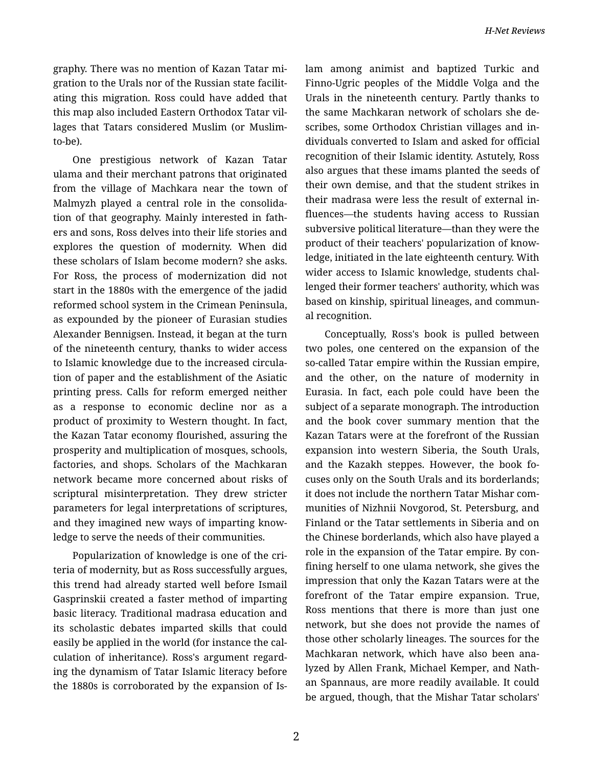graphy. There was no mention of Kazan Tatar migration to the Urals nor of the Russian state facilitating this migration. Ross could have added that this map also included Eastern Orthodox Tatar villages that Tatars considered Muslim (or Muslim-to-be).

One prestigious network of Kazan Tatar ulama and their merchant patrons that originated from the village of Machkara near the town of Malmyzh played a central role in the consolidation of that geography. Mainly interested in fathers and sons, Ross delves into their life stories and explores the question of modernity. When did these scholars of Islam become modern? she asks. For Ross, the process of modernization did not start in the 1880s with the emergence of the jadid reformed school system in the Crimean Peninsula, as expounded by the pioneer of Eurasian studies Alexander Bennigsen. Instead, it began at the turn of the nineteenth century, thanks to wider access to Islamic knowledge due to the increased circulation of paper and the establishment of the Asiatic printing press. Calls for reform emerged neither as a response to economic decline nor as a product of proximity to Western thought. In fact, the Kazan Tatar economy flourished, assuring the prosperity and multiplication of mosques, schools, factories, and shops. Scholars of the Machkaran network became more concerned about risks of scriptural misinterpretation. They drew stricter parameters for legal interpretations of scriptures, and they imagined new ways of imparting knowledge to serve the needs of their communities.

Popularization of knowledge is one of the criteria of modernity, but as Ross successfully argues, this trend had already started well before Ismail Gasprinskii created a faster method of imparting basic literacy. Traditional madrasa education and its scholastic debates imparted skills that could easily be applied in the world (for instance the calculation of inheritance). Ross's argument regarding the dynamism of Tatar Islamic literacy before the 1880s is corroborated by the expansion of Islam among animist and baptized Turkic and Finno-Ugric peoples of the Middle Volga and the Urals in the nineteenth century. Partly thanks to the same Machkaran network of scholars she describes, some Orthodox Christian villages and individuals converted to Islam and asked for official recognition of their Islamic identity. Astutely, Ross also argues that these imams planted the seeds of their own demise, and that the student strikes in their madrasa were less the result of external influences—the students having access to Russian subversive political literature—than they were the product of their teachers' popularization of knowledge, initiated in the late eighteenth century. With wider access to Islamic knowledge, students challenged their former teachers' authority, which was based on kinship, spiritual lineages, and communal recognition.

Conceptually, Ross's book is pulled between two poles, one centered on the expansion of the so-called Tatar empire within the Russian empire, and the other, on the nature of modernity in Eurasia. In fact, each pole could have been the subject of a separate monograph. The introduction and the book cover summary mention that the Kazan Tatars were at the forefront of the Russian expansion into western Siberia, the South Urals, and the Kazakh steppes. However, the book focuses only on the South Urals and its borderlands; it does not include the northern Tatar Mishar communities of Nizhnii Novgorod, St. Petersburg, and Finland or the Tatar settlements in Siberia and on the Chinese borderlands, which also have played a role in the expansion of the Tatar empire. By confining herself to one ulama network, she gives the impression that only the Kazan Tatars were at the forefront of the Tatar empire expansion. True, Ross mentions that there is more than just one network, but she does not provide the names of those other scholarly lineages. The sources for the Machkaran network, which have also been analyzed by Allen Frank, Michael Kemper, and Nathan Spannaus, are more readily available. It could be argued, though, that the Mishar Tatar scholars'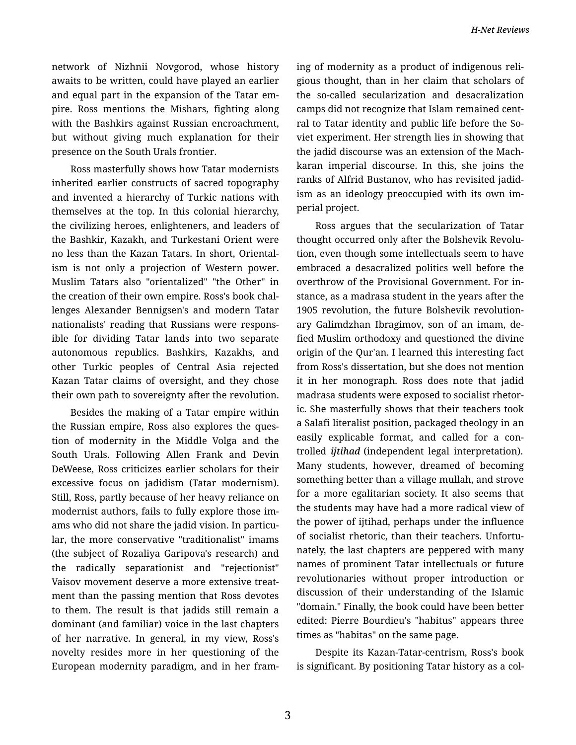network of Nizhnii Novgorod, whose history awaits to be written, could have played an earlier and equal part in the expansion of the Tatar empire. Ross mentions the Mishars, fighting along with the Bashkirs against Russian encroachment, but without giving much explanation for their presence on the South Urals frontier.

Ross masterfully shows how Tatar modernists inherited earlier constructs of sacred topography and invented a hierarchy of Turkic nations with themselves at the top. In this colonial hierarchy, the civilizing heroes, enlighteners, and leaders of the Bashkir, Kazakh, and Turkestani Orient were no less than the Kazan Tatars. In short, Orientalism is not only a projection of Western power. Muslim Tatars also "orientalized" "the Other" in the creation of their own empire. Ross's book challenges Alexander Bennigsen's and modern Tatar nationalists' reading that Russians were responsible for dividing Tatar lands into two separate autonomous republics. Bashkirs, Kazakhs, and other Turkic peoples of Central Asia rejected Kazan Tatar claims of oversight, and they chose their own path to sovereignty after the revolution.

Besides the making of a Tatar empire within the Russian empire, Ross also explores the question of modernity in the Middle Volga and the South Urals. Following Allen Frank and Devin DeWeese, Ross criticizes earlier scholars for their excessive focus on jadidism (Tatar modernism). Still, Ross, partly because of her heavy reliance on modernist authors, fails to fully explore those imams who did not share the jadid vision. In particular, the more conservative "traditionalist" imams (the subject of Rozaliya Garipova's research) and the radically separationist and "rejectionist" Vaisov movement deserve a more extensive treatment than the passing mention that Ross devotes to them. The result is that jadids still remain a dominant (and familiar) voice in the last chapters of her narrative. In general, in my view, Ross's novelty resides more in her questioning of the European modernity paradigm, and in her framing of modernity as a product of indigenous religious thought, than in her claim that scholars of the so-called secularization and desacralization camps did not recognize that Islam remained central to Tatar identity and public life before the Soviet experiment. Her strength lies in showing that the jadid discourse was an extension of the Machkaran imperial discourse. In this, she joins the ranks of Alfrid Bustanov, who has revisited jadidism as an ideology preoccupied with its own imperial project.

Ross argues that the secularization of Tatar thought occurred only after the Bolshevik Revolution, even though some intellectuals seem to have embraced a desacralized politics well before the overthrow of the Provisional Government. For instance, as a madrasa student in the years after the 1905 revolution, the future Bolshevik revolutionary Galimdzhan Ibragimov, son of an imam, defied Muslim orthodoxy and questioned the divine origin of the Qur'an. I learned this interesting fact from Ross's dissertation, but she does not mention it in her monograph. Ross does note that jadid madrasa students were exposed to socialist rhetoric. She masterfully shows that their teachers took a Salafi literalist position, packaged theology in an easily explicable format, and called for a controlled *ijtihad* (independent legal interpretation). Many students, however, dreamed of becoming something better than a village mullah, and strove for a more egalitarian society. It also seems that the students may have had a more radical view of the power of ijtihad, perhaps under the influence of socialist rhetoric, than their teachers. Unfortunately, the last chapters are peppered with many names of prominent Tatar intellectuals or future revolutionaries without proper introduction or discussion of their understanding of the Islamic "domain." Finally, the book could have been better edited: Pierre Bourdieu's "habitus" appears three times as "habitas" on the same page.

Despite its Kazan-Tatar-centrism, Ross's book is significant. By positioning Tatar history as a col-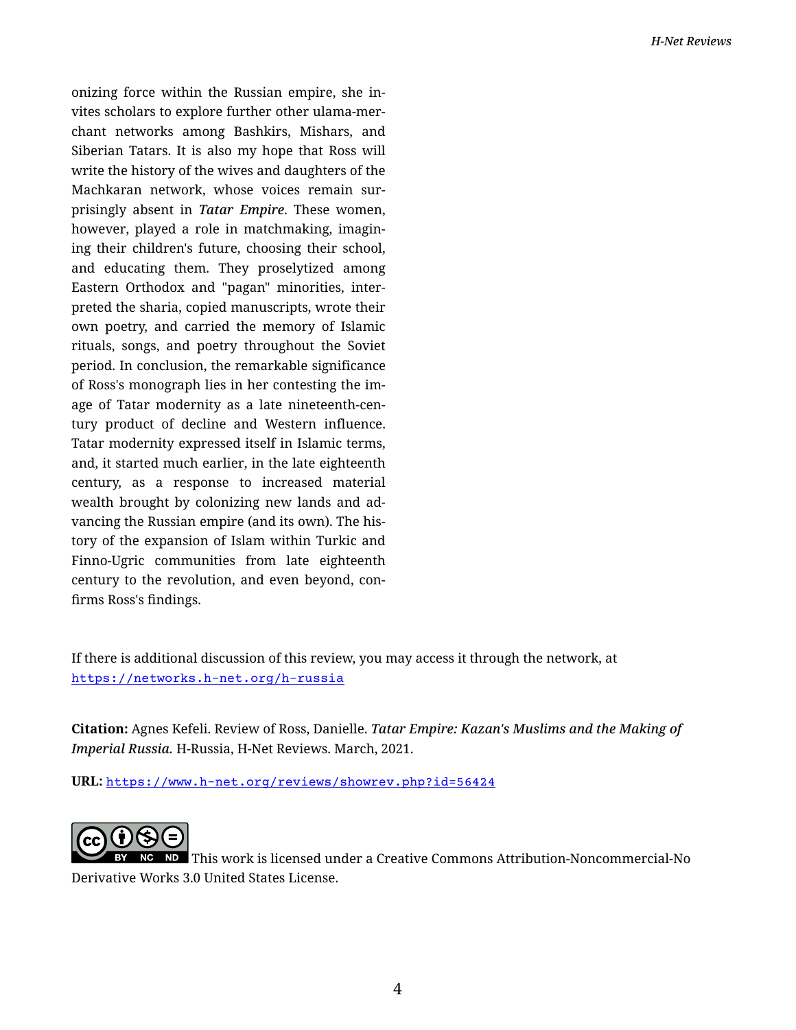onizing force within the Russian empire, she invites scholars to explore further other ulama-merchant networks among Bashkirs, Mishars, and Siberian Tatars. It is also my hope that Ross will write the history of the wives and daughters of the Machkaran network, whose voices remain surprisingly absent in *Tatar Empire*. These women, however, played a role in matchmaking, imagining their children's future, choosing their school, and educating them. They proselytized among Eastern Orthodox and "pagan" minorities, interpreted the sharia, copied manuscripts, wrote their own poetry, and carried the memory of Islamic rituals, songs, and poetry throughout the Soviet period. In conclusion, the remarkable significance of Ross's monograph lies in her contesting the image of Tatar modernity as a late nineteenth-century product of decline and Western influence. Tatar modernity expressed itself in Islamic terms, and, it started much earlier, in the late eighteenth century, as a response to increased material wealth brought by colonizing new lands and advancing the Russian empire (and its own). The history of the expansion of Islam within Turkic and Finno-Ugric communities from late eighteenth century to the revolution, and even beyond, confirms Ross's findings.

If there is additional discussion of this review, you may access it through the network, at https://networks.h-net.org/h-russia

**Citation:** Agnes Kefeli. Review of Ross, Danielle. *Tatar Empire: Kazan's Muslims and the Making of Imperial Russia.* H-Russia, H-Net Reviews. March, 2021.

**URL:** https://www.h-net.org/reviews/showrev.php?id=56424

This work is licensed under a Creative Commons Attribution-Noncommercial-No Derivative Works 3.0 United States License.